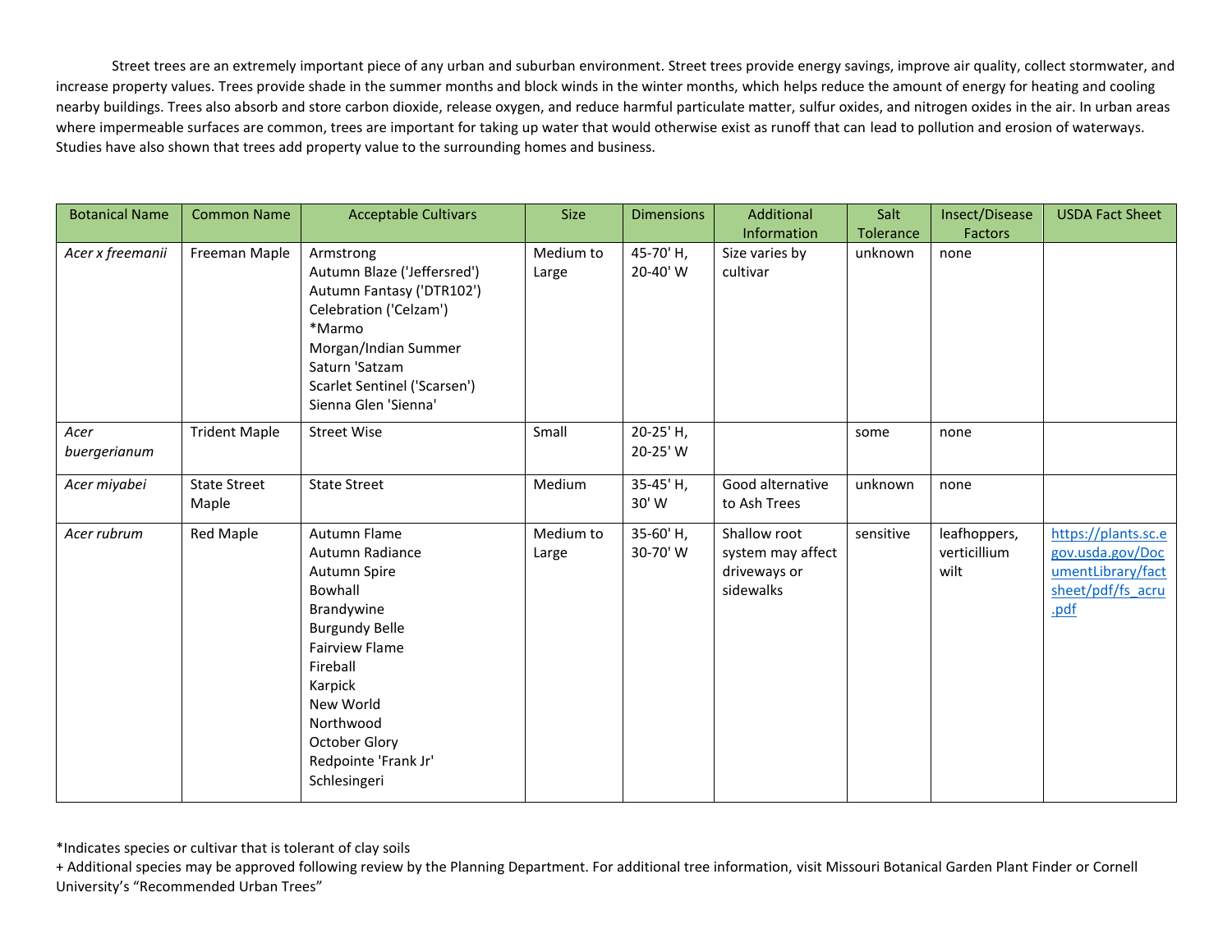Street trees are an extremely important piece of any urban and suburban environment. Street trees provide energy savings, improve air quality, collect stormwater, and increase property values. Trees provide shade in the summer months and block winds in the winter months, which helps reduce the amount of energy for heating and cooling nearby buildings. Trees also absorb and store carbon dioxide, release oxygen, and reduce harmful particulate matter, sulfur oxides, and nitrogen oxides in the air. In urban areas where impermeable surfaces are common, trees are important for taking up water that would otherwise exist as runoff that can lead to pollution and erosion of waterways. Studies have also shown that trees add property value to the surrounding homes and business.

| Botanical Name | Common Name | Acceptable Cultivars | Size | Dimensions | Additional Information | Salt Tolerance | Insect/Disease Factors | USDA Fact Sheet |
|---|---|---|---|---|---|---|---|---|
| *Acer x freemanii* | Freeman Maple | Armstrong<br>Autumn Blaze ('Jeffersred')<br>Autumn Fantasy ('DTR102')<br>Celebration ('Celzam')<br>*Marmo<br>Morgan/Indian Summer<br>Saturn 'Satzam<br>Scarlet Sentinel ('Scarsen')<br>Sienna Glen 'Sienna' | Medium to Large | 45-70' H, 20-40' W | Size varies by cultivar | unknown | none | |
| *Acer buergerianum* | Trident Maple | Street Wise | Small | 20-25' H, 20-25' W | | some | none | |
| *Acer miyabei* | State Street Maple | State Street | Medium | 35-45' H, 30' W | Good alternative to Ash Trees | unknown | none | |
| *Acer rubrum* | Red Maple | Autumn Flame<br>Autumn Radiance<br>Autumn Spire<br>Bowhall<br>Brandywine<br>Burgundy Belle<br>Fairview Flame<br>Fireball<br>Karpick<br>New World<br>Northwood<br>October Glory<br>Redpointe 'Frank Jr'<br>Schlesingeri | Medium to Large | 35-60' H, 30-70' W | Shallow root system may affect driveways or sidewalks | sensitive | leafhoppers, verticillium wilt | https://plants.sc.egov.usda.gov/DocumentLibrary/factsheet/pdf/fs_acru.pdf |

*Indicates species or cultivar that is tolerant of clay soils

+ Additional species may be approved following review by the Planning Department. For additional tree information, visit Missouri Botanical Garden Plant Finder or Cornell University's "Recommended Urban Trees"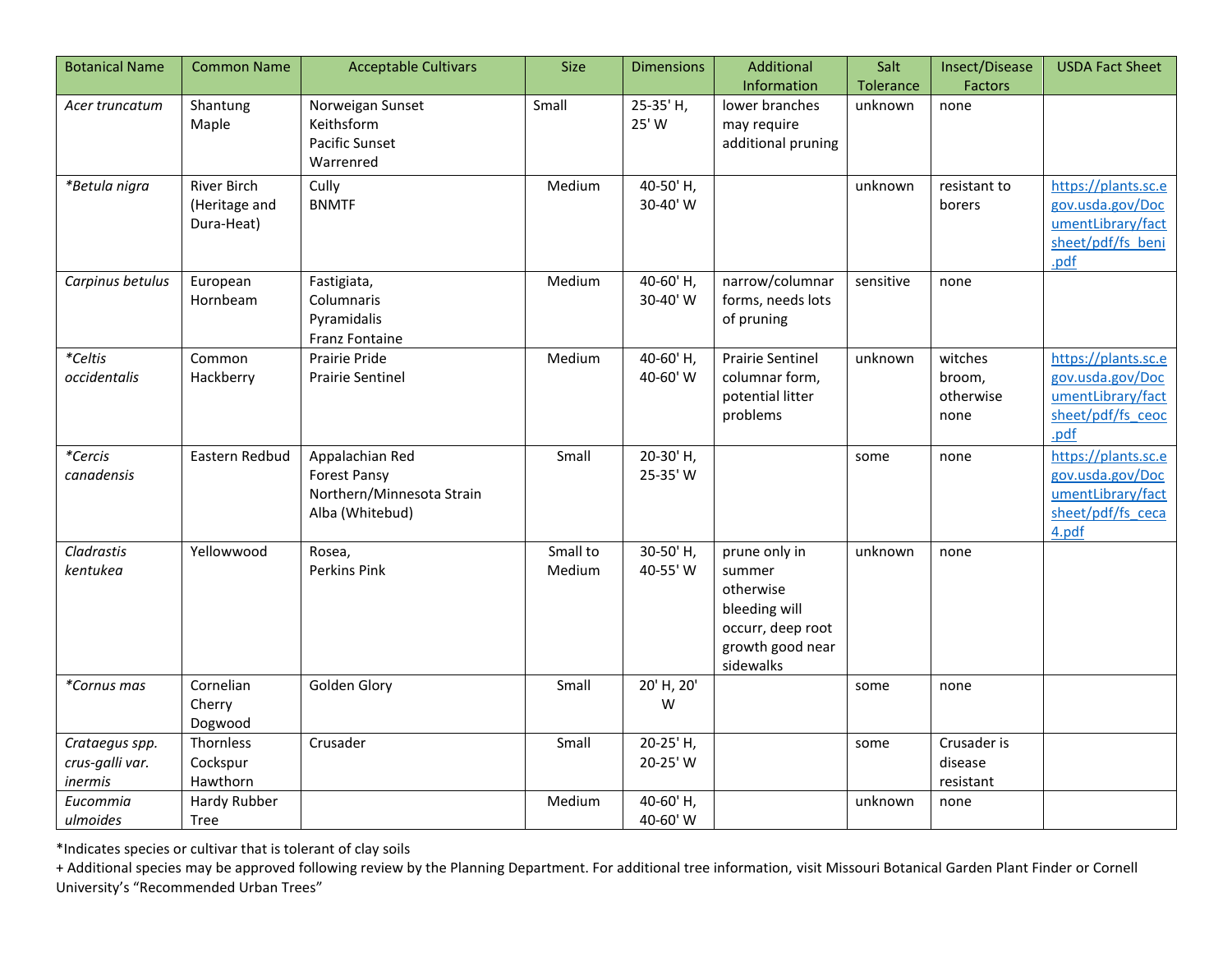| Botanical Name | Common Name | Acceptable Cultivars | Size | Dimensions | Additional Information | Salt Tolerance | Insect/Disease Factors | USDA Fact Sheet |
|---|---|---|---|---|---|---|---|---|
| *Acer truncatum* | Shantung Maple | Norweigan Sunset<br>Keithsform<br>Pacific Sunset<br>Warrenred | Small | 25-35' H, 25' W | lower branches may require additional pruning | unknown | none | |
| *\*Betula nigra* | River Birch (Heritage and Dura-Heat) | Cully<br>BNMTF | Medium | 40-50' H, 30-40' W | | unknown | resistant to borers | https://plants.sc.egov.usda.gov/DocumentLibrary/factsheet/pdf/fs_beni.pdf |
| *Carpinus betulus* | European Hornbeam | Fastigiata,<br>Columnaris<br>Pyramidalis<br>Franz Fontaine | Medium | 40-60' H, 30-40' W | narrow/columnar forms, needs lots of pruning | sensitive | none | |
| *\*Celtis occidentalis* | Common Hackberry | Prairie Pride<br>Prairie Sentinel | Medium | 40-60' H, 40-60' W | Prairie Sentinel columnar form, potential litter problems | unknown | witches broom, otherwise none | https://plants.sc.egov.usda.gov/DocumentLibrary/factsheet/pdf/fs_ceoc.pdf |
| *\*Cercis canadensis* | Eastern Redbud | Appalachian Red<br>Forest Pansy<br>Northern/Minnesota Strain<br>Alba (Whitebud) | Small | 20-30' H, 25-35' W | | some | none | https://plants.sc.egov.usda.gov/DocumentLibrary/factsheet/pdf/fs_ceca4.pdf |
| *Cladrastis kentukea* | Yellowwood | Rosea,<br>Perkins Pink | Small to Medium | 30-50' H, 40-55' W | prune only in summer otherwise bleeding will occurr, deep root growth good near sidewalks | unknown | none | |
| *\*Cornus mas* | Cornelian Cherry Dogwood | Golden Glory | Small | 20' H, 20' W | | some | none | |
| *Crataegus spp. crus-galli var. inermis* | Thornless Cockspur Hawthorn | Crusader | Small | 20-25' H, 20-25' W | | some | Crusader is disease resistant | |
| *Eucommia ulmoides* | Hardy Rubber Tree | | Medium | 40-60' H, 40-60' W | | unknown | none | |

*Indicates species or cultivar that is tolerant of clay soils

+ Additional species may be approved following review by the Planning Department. For additional tree information, visit Missouri Botanical Garden Plant Finder or Cornell University's "Recommended Urban Trees"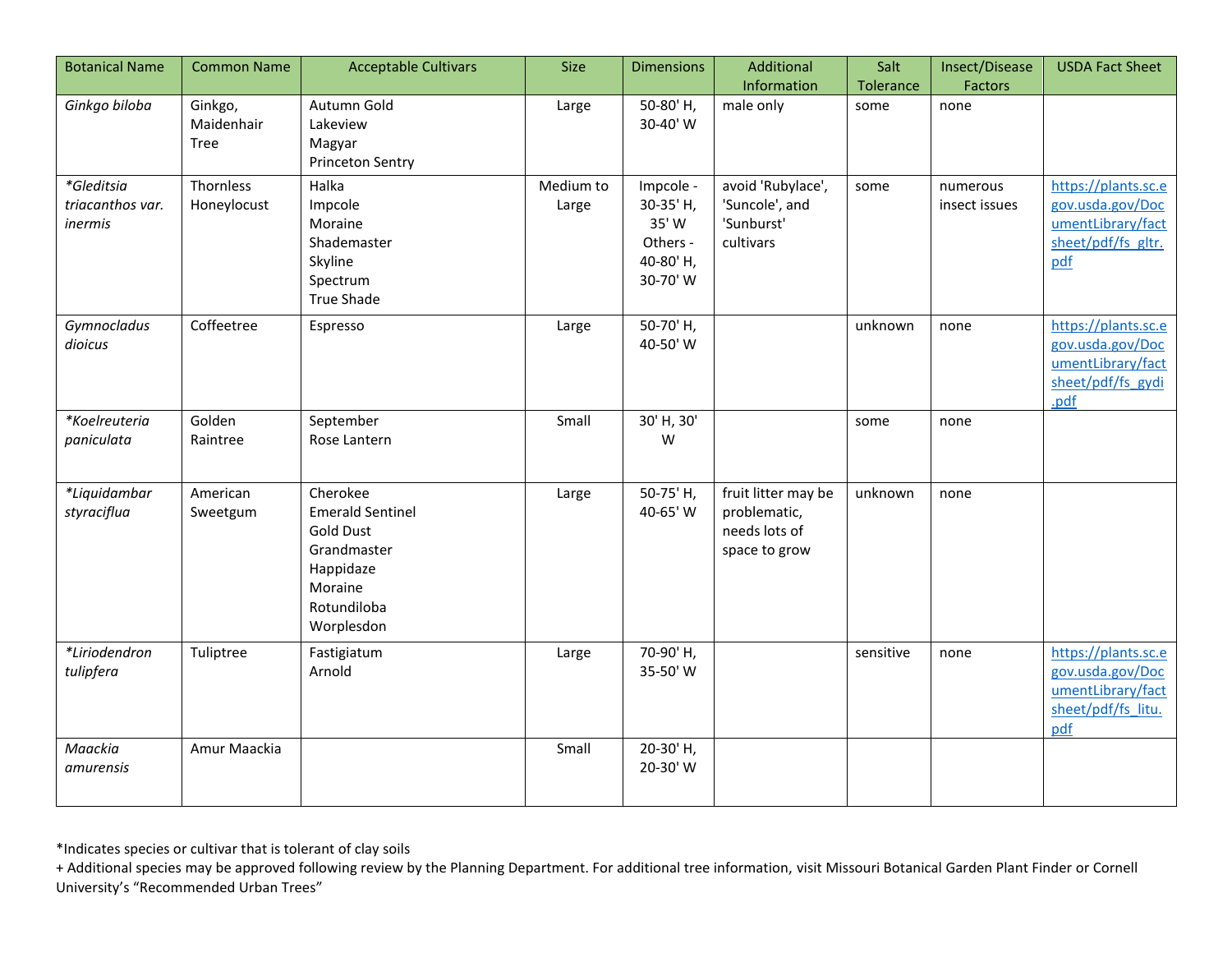| Botanical Name | Common Name | Acceptable Cultivars | Size | Dimensions | Additional Information | Salt Tolerance | Insect/Disease Factors | USDA Fact Sheet |
| --- | --- | --- | --- | --- | --- | --- | --- | --- |
| *Ginkgo biloba* | Ginkgo, Maidenhair Tree | Autumn Gold<br>Lakeview<br>Magyar<br>Princeton Sentry | Large | 50-80' H, 30-40' W | male only | some | none | |
| **Gleditsia triacanthos var. inermis* | Thornless Honeylocust | Halka<br>Impcole<br>Moraine<br>Shademaster<br>Skyline<br>Spectrum<br>True Shade | Medium to Large | Impcole - 30-35' H, 35' W<br>Others - 40-80' H, 30-70' W | avoid 'Rubylace', 'Suncole', and 'Sunburst' cultivars | some | numerous insect issues | https://plants.sc.egov.usda.gov/DocumentLibrary/factsheet/pdf/fs_gltr.pdf |
| *Gymnocladus dioicus* | Coffeetree | Espresso | Large | 50-70' H, 40-50' W | | unknown | none | https://plants.sc.egov.usda.gov/DocumentLibrary/factsheet/pdf/fs_gydi.pdf |
| **Koelreuteria paniculata* | Golden Raintree | September<br>Rose Lantern | Small | 30' H, 30' W | | some | none | |
| **Liquidambar styraciflua* | American Sweetgum | Cherokee<br>Emerald Sentinel<br>Gold Dust<br>Grandmaster<br>Happidaze<br>Moraine<br>Rotundiloba<br>Worplesdon | Large | 50-75' H, 40-65' W | fruit litter may be problematic, needs lots of space to grow | unknown | none | |
| **Liriodendron tulipfera* | Tuliptree | Fastigiatum<br>Arnold | Large | 70-90' H, 35-50' W | | sensitive | none | https://plants.sc.egov.usda.gov/DocumentLibrary/factsheet/pdf/fs_litu.pdf |
| *Maackia amurensis* | Amur Maackia | | Small | 20-30' H, 20-30' W | | | | |

*Indicates species or cultivar that is tolerant of clay soils

+ Additional species may be approved following review by the Planning Department. For additional tree information, visit Missouri Botanical Garden Plant Finder or Cornell University's "Recommended Urban Trees"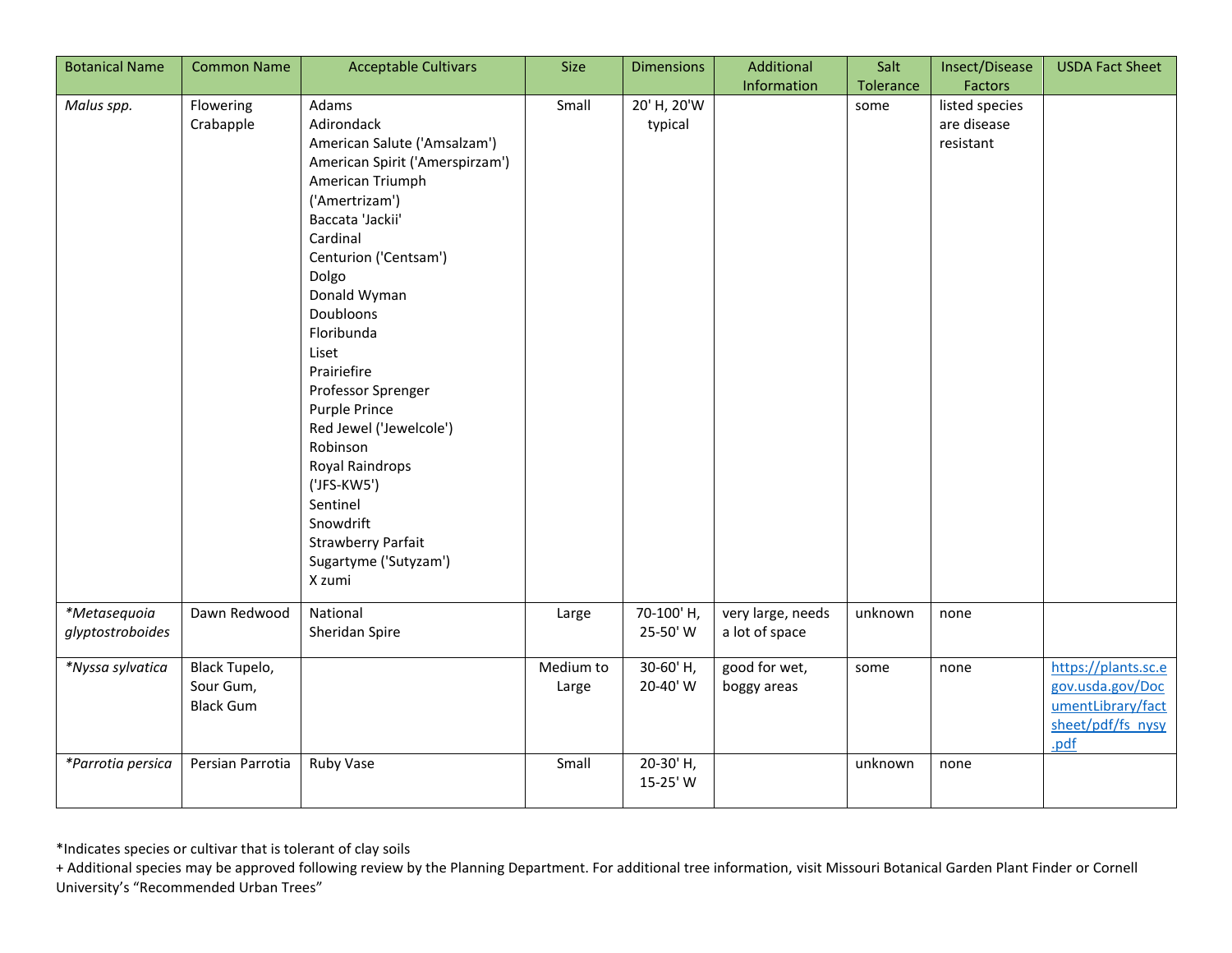| Botanical Name | Common Name | Acceptable Cultivars | Size | Dimensions | Additional Information | Salt Tolerance | Insect/Disease Factors | USDA Fact Sheet |
|---|---|---|---|---|---|---|---|---|
| *Malus spp.* | Flowering Crabapple | Adams<br>Adirondack<br>American Salute ('Amsalzam')<br>American Spirit ('Amerspirzam')<br>American Triumph ('Amertrizam')<br>Baccata 'Jackii'<br>Cardinal<br>Centurion ('Centsam')<br>Dolgo<br>Donald Wyman<br>Doubloons<br>Floribunda<br>Liset<br>Prairiefire<br>Professor Sprenger<br>Purple Prince<br>Red Jewel ('Jewelcole')<br>Robinson<br>Royal Raindrops ('JFS-KW5')<br>Sentinel<br>Snowdrift<br>Strawberry Parfait<br>Sugartyme ('Sutyzam')<br>X zumi | Small | 20' H, 20'W typical | | some | listed species are disease resistant | |
| **Metasequoia glyptostroboides* | Dawn Redwood | National<br>Sheridan Spire | Large | 70-100' H, 25-50' W | very large, needs a lot of space | unknown | none | |
| **Nyssa sylvatica* | Black Tupelo, Sour Gum, Black Gum | | Medium to Large | 30-60' H, 20-40' W | good for wet, boggy areas | some | none | https://plants.sc.egov.usda.gov/DocumentLibrary/factsheet/pdf/fs_nysy.pdf |
| **Parrotia persica* | Persian Parrotia | Ruby Vase | Small | 20-30' H, 15-25' W | | unknown | none | |

*Indicates species or cultivar that is tolerant of clay soils

+ Additional species may be approved following review by the Planning Department. For additional tree information, visit Missouri Botanical Garden Plant Finder or Cornell University's "Recommended Urban Trees"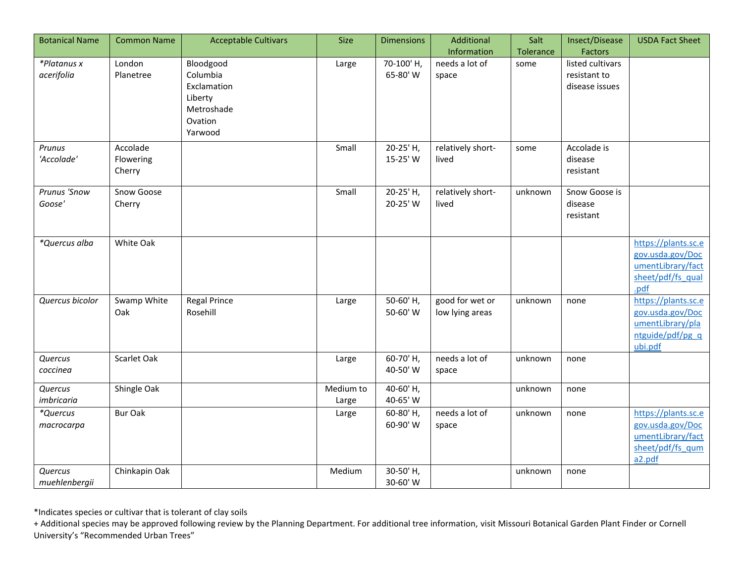| Botanical Name | Common Name | Acceptable Cultivars | Size | Dimensions | Additional Information | Salt Tolerance | Insect/Disease Factors | USDA Fact Sheet |
|---|---|---|---|---|---|---|---|---|
| **Platanus x acerifolia* | London Planetree | Bloodgood<br>Columbia<br>Exclamation<br>Liberty<br>Metroshade<br>Ovation<br>Yarwood | Large | 70-100' H, 65-80' W | needs a lot of space | some | listed cultivars resistant to disease issues | |
| *Prunus 'Accolade'* | Accolade Flowering Cherry | | Small | 20-25' H, 15-25' W | relatively short-lived | some | Accolade is disease resistant | |
| *Prunus 'Snow Goose'* | Snow Goose Cherry | | Small | 20-25' H, 20-25' W | relatively short-lived | unknown | Snow Goose is disease resistant | |
| **Quercus alba* | White Oak | | | | | | | https://plants.sc.egov.usda.gov/DocumentLibrary/factsheet/pdf/fs_qual.pdf |
| *Quercus bicolor* | Swamp White Oak | Regal Prince<br>Rosehill | Large | 50-60' H, 50-60' W | good for wet or low lying areas | unknown | none | https://plants.sc.egov.usda.gov/DocumentLibrary/plantguide/pdf/pg_qubi.pdf |
| *Quercus coccinea* | Scarlet Oak | | Large | 60-70' H, 40-50' W | needs a lot of space | unknown | none | |
| *Quercus imbricaria* | Shingle Oak | | Medium to Large | 40-60' H, 40-65' W | | unknown | none | |
| **Quercus macrocarpa* | Bur Oak | | Large | 60-80' H, 60-90' W | needs a lot of space | unknown | none | https://plants.sc.egov.usda.gov/DocumentLibrary/factsheet/pdf/fs_quma2.pdf |
| *Quercus muehlenbergii* | Chinkapin Oak | | Medium | 30-50' H, 30-60' W | | unknown | none | |

*Indicates species or cultivar that is tolerant of clay soils
+ Additional species may be approved following review by the Planning Department. For additional tree information, visit Missouri Botanical Garden Plant Finder or Cornell University's "Recommended Urban Trees"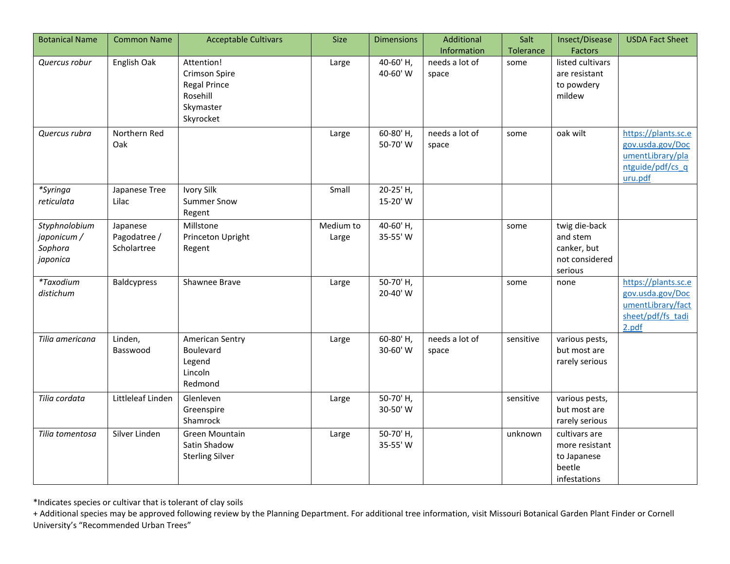| Botanical Name | Common Name | Acceptable Cultivars | Size | Dimensions | Additional Information | Salt Tolerance | Insect/Disease Factors | USDA Fact Sheet |
|---|---|---|---|---|---|---|---|---|
| *Quercus robur* | English Oak | Attention!<br>Crimson Spire<br>Regal Prince<br>Rosehill<br>Skymaster<br>Skyrocket | Large | 40-60' H, 40-60' W | needs a lot of space | some | listed cultivars are resistant to powdery mildew | |
| *Quercus rubra* | Northern Red Oak | | Large | 60-80' H, 50-70' W | needs a lot of space | some | oak wilt | https://plants.sc.egov.usda.gov/DocumentLibrary/plantguide/pdf/cs_quru.pdf |
| *\*Syringa reticulata* | Japanese Tree Lilac | Ivory Silk<br>Summer Snow<br>Regent | Small | 20-25' H, 15-20' W | | | | |
| *Styphnolobium japonicum / Sophora japonica* | Japanese Pagodatree / Scholartree | Millstone<br>Princeton Upright<br>Regent | Medium to Large | 40-60' H, 35-55' W | | some | twig die-back and stem canker, but not considered serious | |
| *\*Taxodium distichum* | Baldcypress | Shawnee Brave | Large | 50-70' H, 20-40' W | | some | none | https://plants.sc.egov.usda.gov/DocumentLibrary/factsheet/pdf/fs_tadi2.pdf |
| *Tilia americana* | Linden, Basswood | American Sentry<br>Boulevard<br>Legend<br>Lincoln<br>Redmond | Large | 60-80' H, 30-60' W | needs a lot of space | sensitive | various pests, but most are rarely serious | |
| *Tilia cordata* | Littleleaf Linden | Glenleven<br>Greenspire<br>Shamrock | Large | 50-70' H, 30-50' W | | sensitive | various pests, but most are rarely serious | |
| *Tilia tomentosa* | Silver Linden | Green Mountain<br>Satin Shadow<br>Sterling Silver | Large | 50-70' H, 35-55' W | | unknown | cultivars are more resistant to Japanese beetle infestations | |

*Indicates species or cultivar that is tolerant of clay soils

+ Additional species may be approved following review by the Planning Department. For additional tree information, visit Missouri Botanical Garden Plant Finder or Cornell University's "Recommended Urban Trees"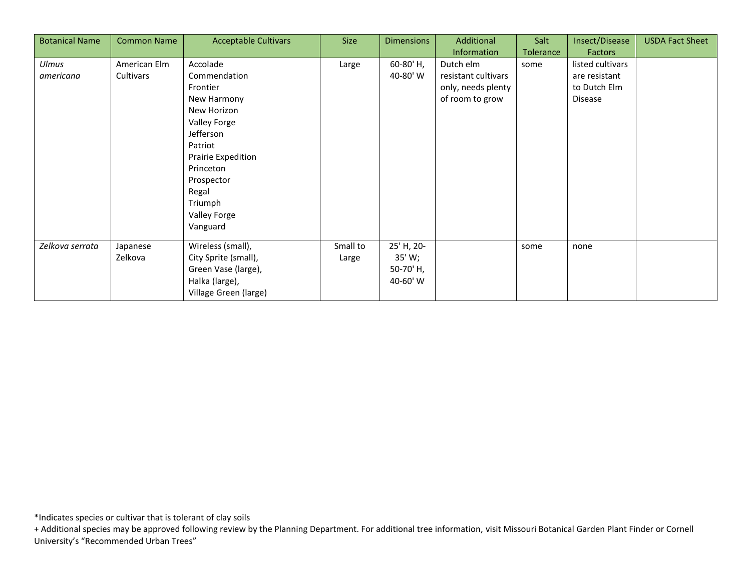| Botanical Name | Common Name | Acceptable Cultivars | Size | Dimensions | Additional Information | Salt Tolerance | Insect/Disease Factors | USDA Fact Sheet |
|---|---|---|---|---|---|---|---|---|
| *Ulmus americana* | American Elm Cultivars | Accolade<br>Commendation<br>Frontier<br>New Harmony<br>New Horizon<br>Valley Forge<br>Jefferson<br>Patriot<br>Prairie Expedition<br>Princeton<br>Prospector<br>Regal<br>Triumph<br>Valley Forge<br>Vanguard | Large | 60-80' H, 40-80' W | Dutch elm resistant cultivars only, needs plenty of room to grow | some | listed cultivars are resistant to Dutch Elm Disease | |
| *Zelkova serrata* | Japanese Zelkova | Wireless (small),<br>City Sprite (small),<br>Green Vase (large),<br>Halka (large),<br>Village Green (large) | Small to Large | 25' H, 20-35' W; 50-70' H, 40-60' W | | some | none | |

*Indicates species or cultivar that is tolerant of clay soils

+ Additional species may be approved following review by the Planning Department. For additional tree information, visit Missouri Botanical Garden Plant Finder or Cornell University's "Recommended Urban Trees"